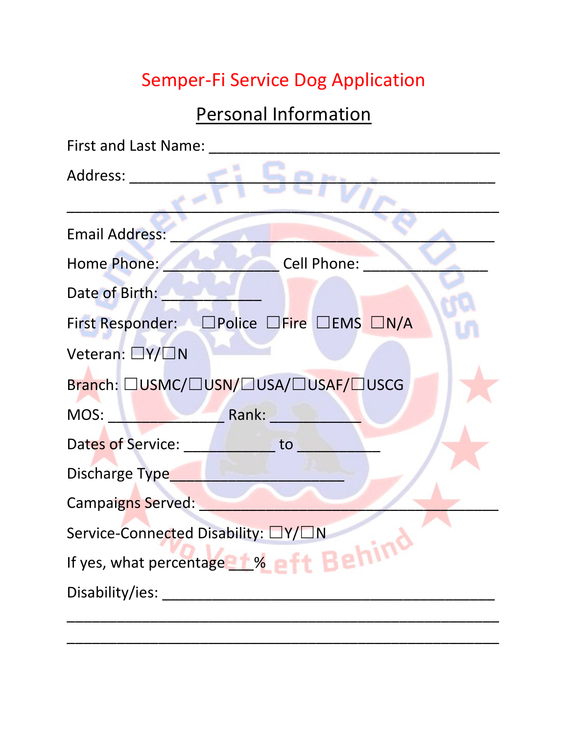# Semper-Fi Service Dog Application

## Personal Information

First and Last Name: ____________________________________

Address: ____________________________________________

______________________________________________________

Email Address: ________________________________________

Home Phone: ______________ Cell Phone: _______________

Date of Birth: ____________

First Responder: ☐Police ☐Fire ☐EMS ☐N/A

Veteran: ☐Y/☐N

Branch: ☐USMC/☐USN/☐USA/☐USAF/☐USCG

MOS: ______________ Rank: ___________

Dates of Service: ___________ to __________

Discharge Type_____________________

Campaigns Served: ___________________________________

Service-Connected Disability: ☐Y/☐N

If yes, what percentage ___%

Disability/ies: ________________________________________

______________________________________________________

______________________________________________________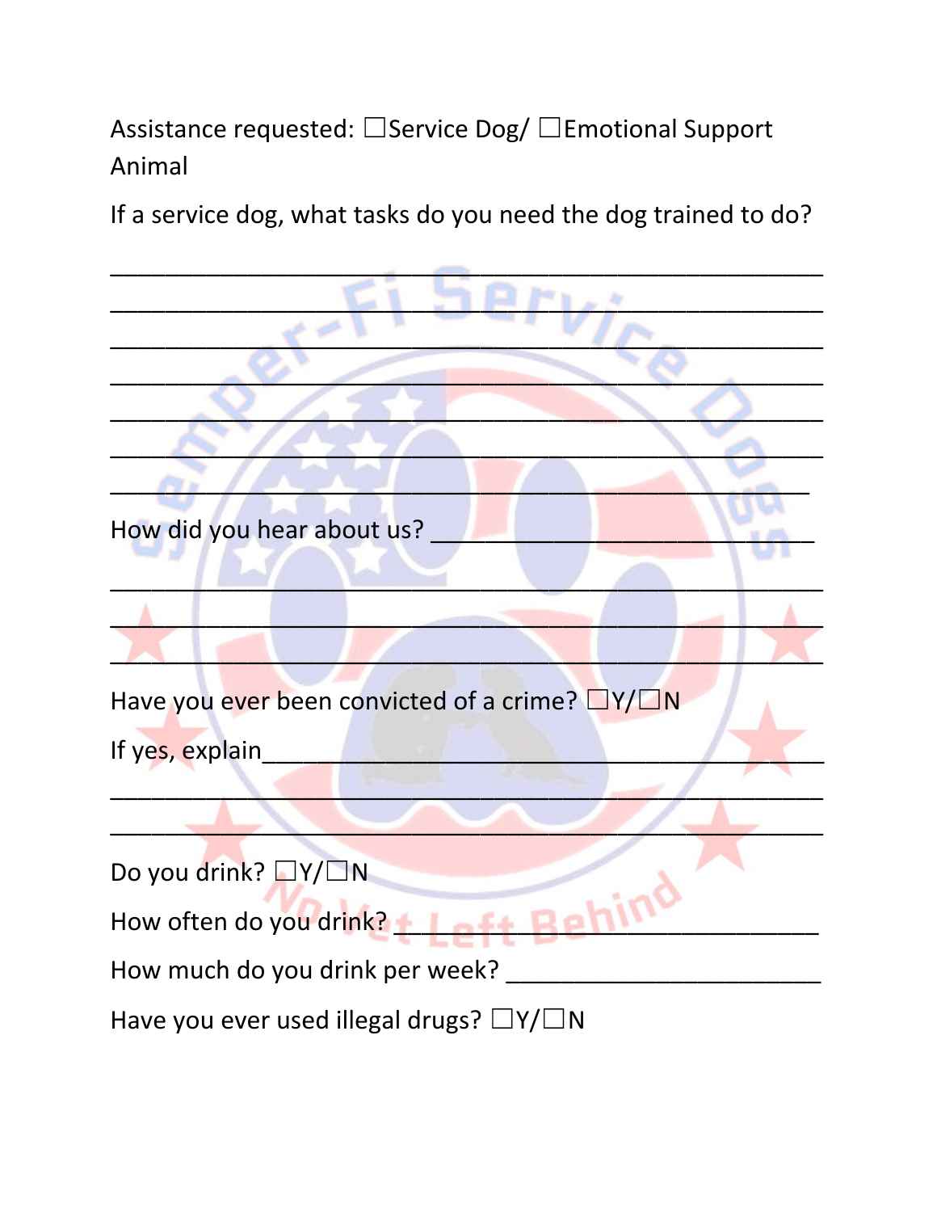Assistance requested: ☐Service Dog/ ☐Emotional Support Animal

If a service dog, what tasks do you need the dog trained to do?

______________________________________________________________
______________________________________________________________
______________________________________________________________
______________________________________________________________
______________________________________________________________
______________________________________________________________
______________________________________________________________

How did you hear about us? ______________________________

______________________________________________________________
______________________________________________________________
______________________________________________________________

Have you ever been convicted of a crime? ☐Y/☐N

If yes, explain_______________________________________________

______________________________________________________________
______________________________________________________________

Do you drink? ☐Y/☐N

How often do you drink? ______________________________

How much do you drink per week? ________________________

Have you ever used illegal drugs? ☐Y/☐N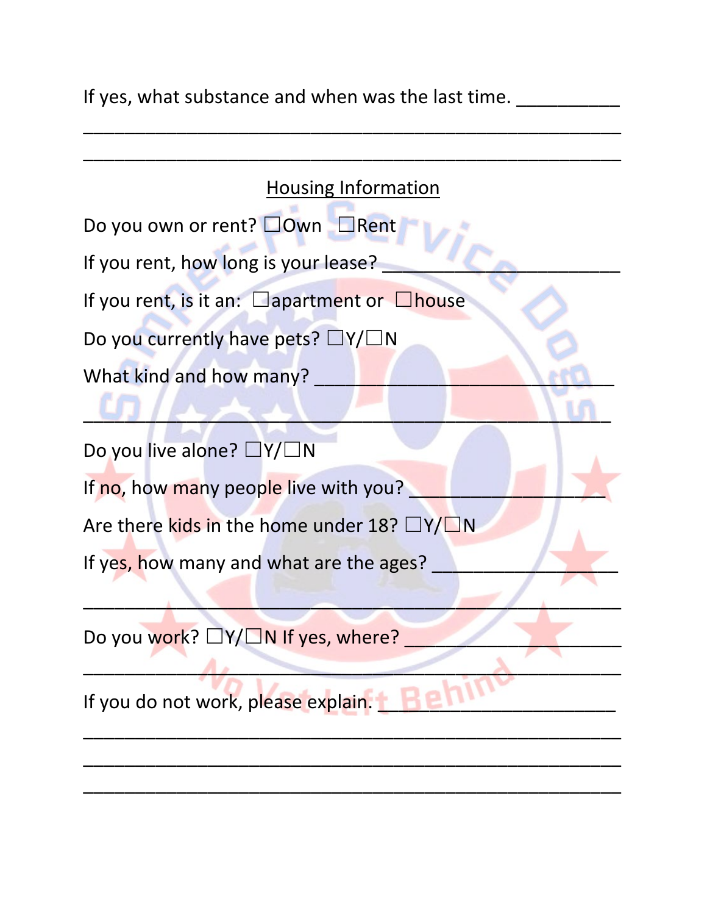If yes, what substance and when was the last time. __________

______________________________________________________

______________________________________________________

## Housing Information

Do you own or rent? ☐Own ☐Rent

If you rent, how long is your lease? ______________________

If you rent, is it an: ☐apartment or ☐house

Do you currently have pets? ☐Y/☐N

What kind and how many? __________________________

_____________________________________________________

Do you live alone? ☐Y/☐N

If no, how many people live with you? __________________

Are there kids in the home under 18? ☐Y/☐N

If yes, how many and what are the ages? ________________

______________________________________________________

Do you work? ☐Y/☐N If yes, where? ____________________

______________________________________________________

If you do not work, please explain. ______________________

______________________________________________________

______________________________________________________

______________________________________________________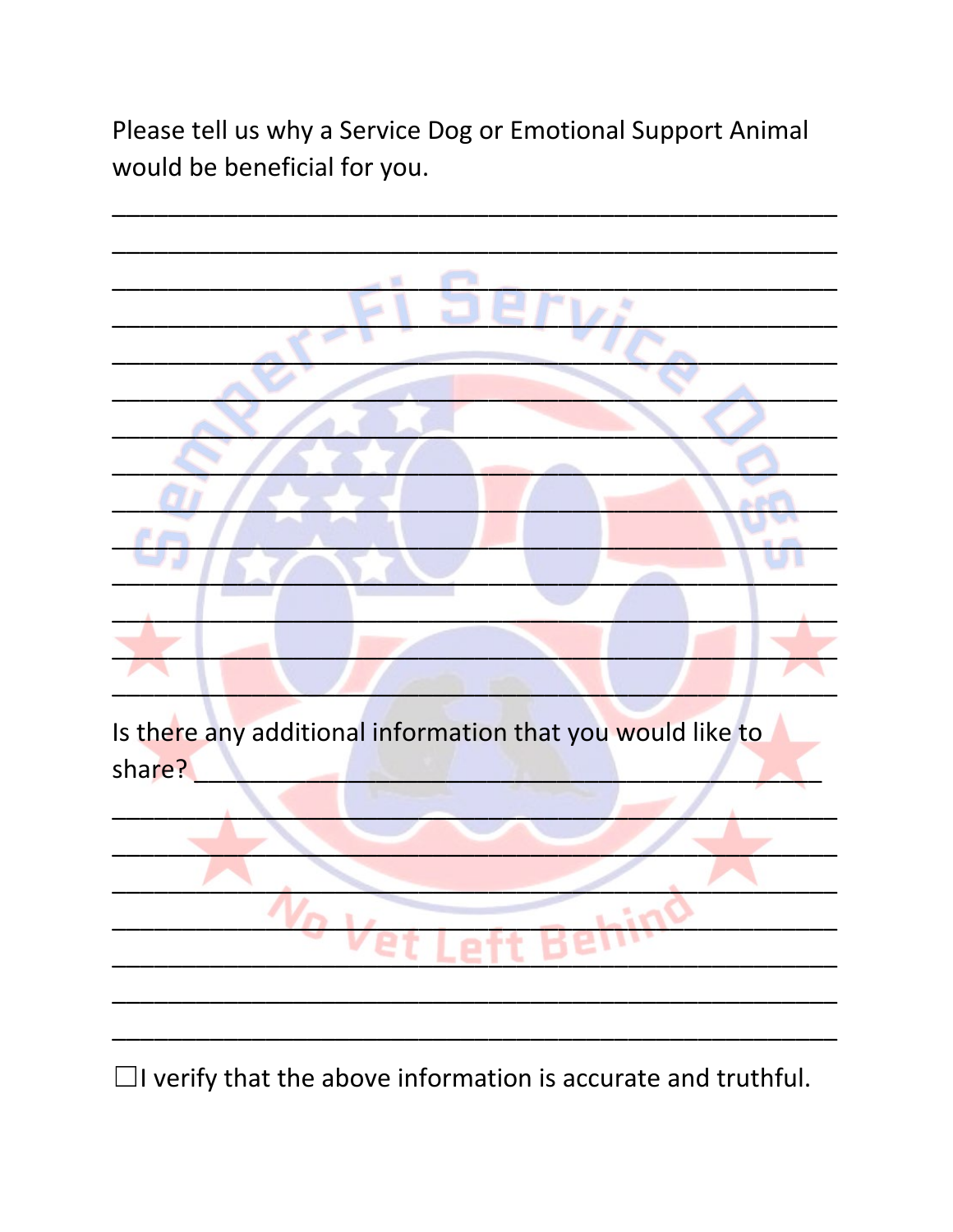Please tell us why a Service Dog or Emotional Support Animal would be beneficial for you.

______________________________________________________

______________________________________________________

______________________________________________________

______________________________________________________

______________________________________________________

______________________________________________________

______________________________________________________

______________________________________________________

______________________________________________________

______________________________________________________

______________________________________________________

______________________________________________________

______________________________________________________

______________________________________________________

Is there any additional information that you would like to share? ______________________________________________

______________________________________________________

______________________________________________________

______________________________________________________

______________________________________________________

______________________________________________________

______________________________________________________

______________________________________________________

☐I verify that the above information is accurate and truthful.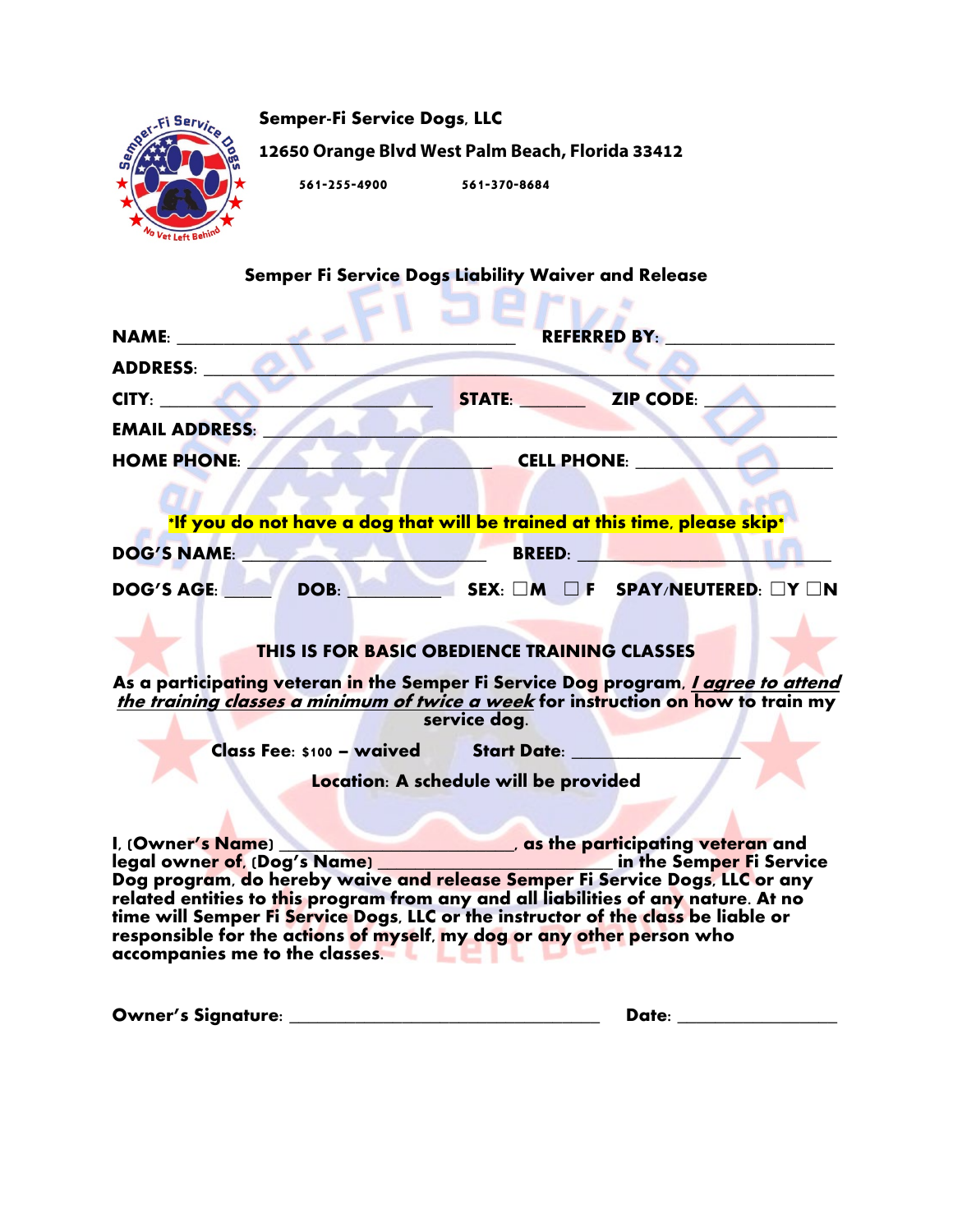**Semper-Fi Service Dogs, LLC**

**12650 Orange Blvd West Palm Beach, Florida 33412**

**561-255-4900** **561-370-8684**

## Semper Fi Service Dogs Liability Waiver and Release

**NAME:** ______________________________ **REFERRED BY:** ____________________

**ADDRESS:** ____________________________________________________________

**CITY:** ________________________ **STATE:** _______ **ZIP CODE:** ____________

**EMAIL ADDRESS:** _______________________________________________________

**HOME PHONE:** ______________________ **CELL PHONE:** ____________________

**\*If you do not have a dog that will be trained at this time, please skip\***

**DOG'S NAME:** ______________________ **BREED:** _________________________

**DOG'S AGE:** _____ **DOB:** __________ **SEX:** ☐**M** ☐ **F** **SPAY/NEUTERED:** ☐**Y** ☐**N**

### THIS IS FOR BASIC OBEDIENCE TRAINING CLASSES

**As a participating veteran in the Semper Fi Service Dog program, _I agree to attend the training classes a minimum of twice a week_ for instruction on how to train my service dog.**

**Class Fee: $100 – waived** **Start Date:** ____________________

**Location: A schedule will be provided**

**I, (Owner's Name) ___________________________, as the participating veteran and legal owner of, (Dog's Name) __________________________ in the Semper Fi Service Dog program, do hereby waive and release Semper Fi Service Dogs, LLC or any related entities to this program from any and all liabilities of any nature. At no time will Semper Fi Service Dogs, LLC or the instructor of the class be liable or responsible for the actions of myself, my dog or any other person who accompanies me to the classes.**

**Owner's Signature:** ___________________________________ **Date:** __________________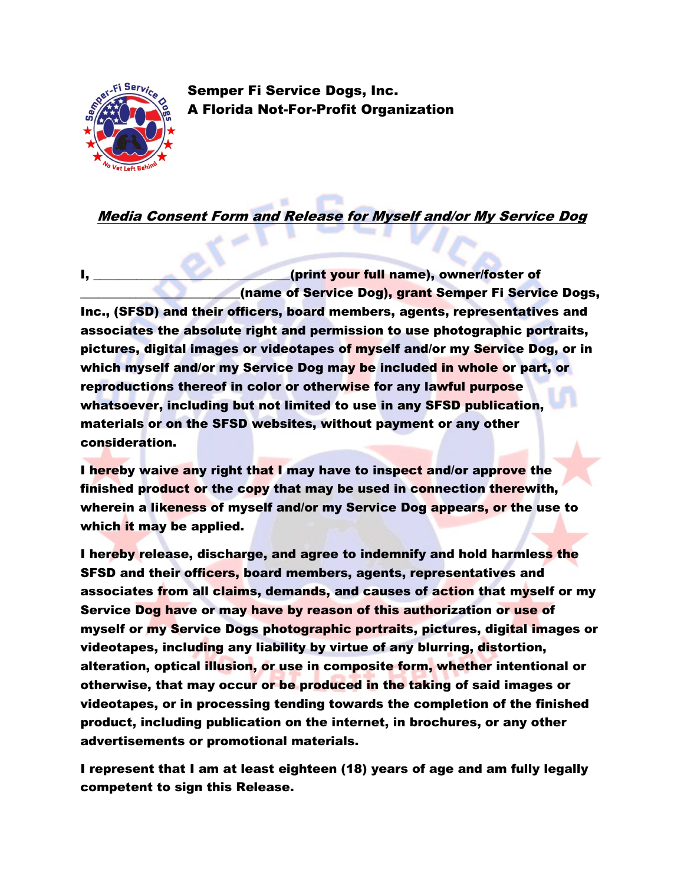**Semper Fi Service Dogs, Inc.**
**A Florida Not-For-Profit Organization**

***Media Consent Form and Release for Myself and/or My Service Dog***

**I, ______________________________(print your full name), owner/foster of ______________________(name of Service Dog), grant Semper Fi Service Dogs, Inc., (SFSD) and their officers, board members, agents, representatives and associates the absolute right and permission to use photographic portraits, pictures, digital images or videotapes of myself and/or my Service Dog, or in which myself and/or my Service Dog may be included in whole or part, or reproductions thereof in color or otherwise for any lawful purpose whatsoever, including but not limited to use in any SFSD publication, materials or on the SFSD websites, without payment or any other consideration.**

**I hereby waive any right that I may have to inspect and/or approve the finished product or the copy that may be used in connection therewith, wherein a likeness of myself and/or my Service Dog appears, or the use to which it may be applied.**

**I hereby release, discharge, and agree to indemnify and hold harmless the SFSD and their officers, board members, agents, representatives and associates from all claims, demands, and causes of action that myself or my Service Dog have or may have by reason of this authorization or use of myself or my Service Dogs photographic portraits, pictures, digital images or videotapes, including any liability by virtue of any blurring, distortion, alteration, optical illusion, or use in composite form, whether intentional or otherwise, that may occur or be produced in the taking of said images or videotapes, or in processing tending towards the completion of the finished product, including publication on the internet, in brochures, or any other advertisements or promotional materials.**

**I represent that I am at least eighteen (18) years of age and am fully legally competent to sign this Release.**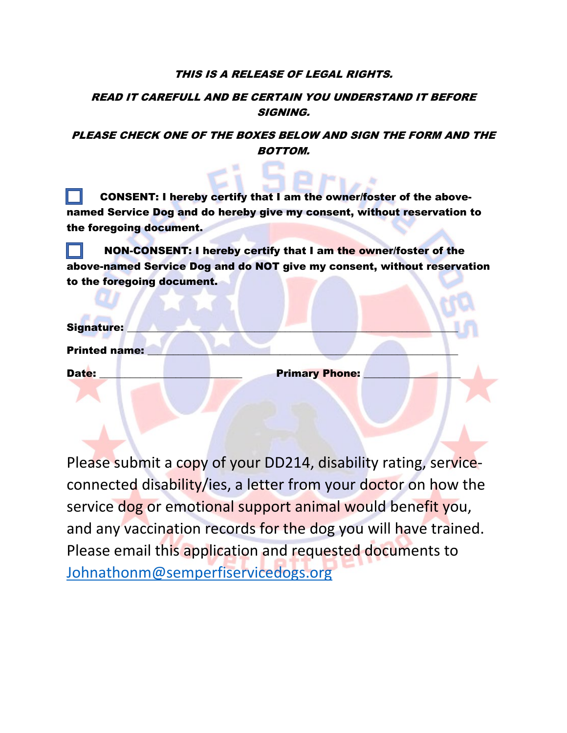***THIS IS A RELEASE OF LEGAL RIGHTS.***

***READ IT CAREFULL AND BE CERTAIN YOU UNDERSTAND IT BEFORE SIGNING.***

***PLEASE CHECK ONE OF THE BOXES BELOW AND SIGN THE FORM AND THE BOTTOM.***

☐ **CONSENT: I hereby certify that I am the owner/foster of the above-named Service Dog and do hereby give my consent, without reservation to the foregoing document.**

☐ **NON-CONSENT: I hereby certify that I am the owner/foster of the above-named Service Dog and do NOT give my consent, without reservation to the foregoing document.**

**Signature:** \_\_\_\_\_\_\_\_\_\_\_\_\_\_\_\_\_\_\_\_\_\_\_\_\_\_\_\_\_\_\_\_\_\_\_\_\_\_\_\_\_\_\_\_\_\_\_\_

**Printed name:** \_\_\_\_\_\_\_\_\_\_\_\_\_\_\_\_\_\_\_\_\_\_\_\_\_\_\_\_\_\_\_\_\_\_\_\_\_\_\_\_\_\_\_\_

**Date:** \_\_\_\_\_\_\_\_\_\_\_\_\_\_\_\_\_\_\_\_ **Primary Phone:** \_\_\_\_\_\_\_\_\_\_\_\_\_\_

Please submit a copy of your DD214, disability rating, service-connected disability/ies, a letter from your doctor on how the service dog or emotional support animal would benefit you, and any vaccination records for the dog you will have trained. Please email this application and requested documents to [Johnathonm@semperfiservicedogs.org](mailto:Johnathonm@semperfiservicedogs.org)